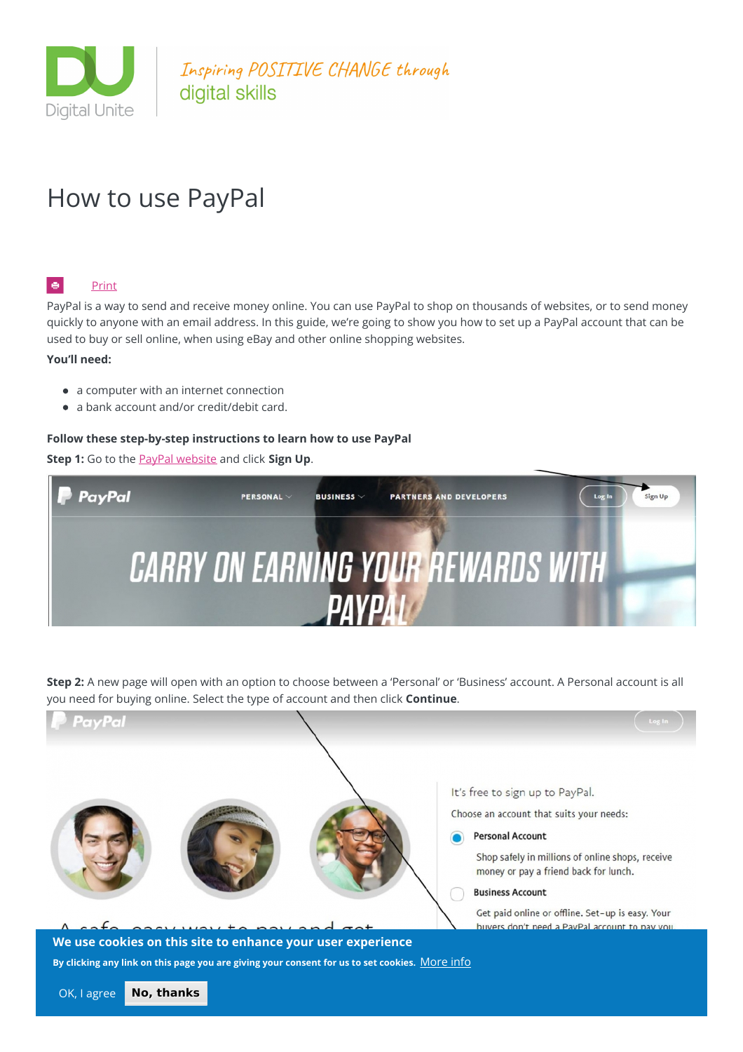Digital Unite

*Inspiring POSITIVE CHANGE through* digital skills

# How to use PayPal

Print

PayPal is a way to send and receive money online. You can use PayPal to shop on thousands of websites, or to send money quickly to anyone with an email address. In this guide, we're going to show you how to set up a PayPal account that can be used to buy or sell online, when using eBay and other online shopping websites.

**You'll need:**

- a computer with an internet connection
- a bank account and/or credit/debit card.

**Follow these step-by-step instructions to learn how to use PayPal**

**Step 1:** Go to the PayPal website and click **Sign Up**.

**Step 2:** A new page will open with an option to choose between a 'Personal' or 'Business' account. A Personal account is all you need for buying online. Select the type of account and then click **Continue**.

**We use cookies on this site to enhance your user experience**

**By clicking any link on this page you are giving your consent for us to set cookies.** More info

OK, I agree **No, thanks**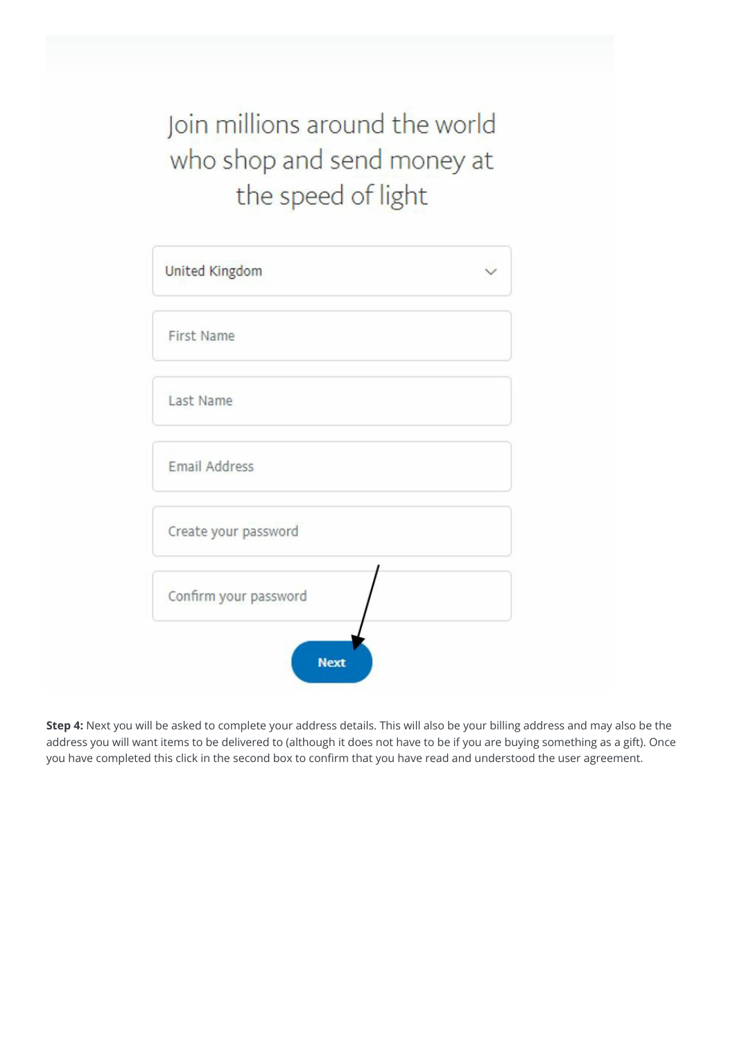Join millions around the world who shop and send money at the speed of light

United Kingdom

First Name

Last Name

Email Address

Create your password

Confirm your password

Next

**Step 4:** Next you will be asked to complete your address details. This will also be your billing address and may also be the address you will want items to be delivered to (although it does not have to be if you are buying something as a gift). Once you have completed this click in the second box to confirm that you have read and understood the user agreement.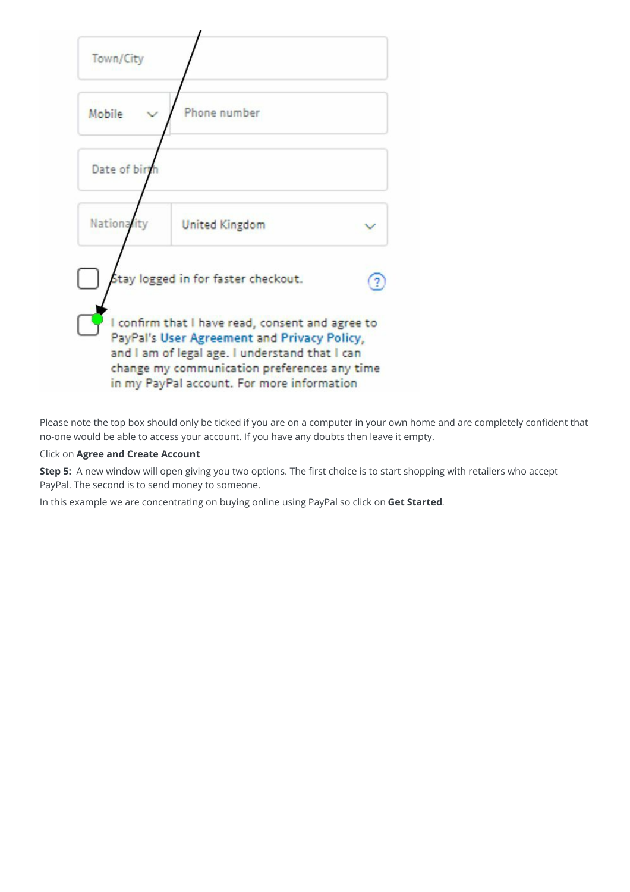Town/City

Mobile | Phone number

Date of birth

Nationality | United Kingdom

Stay logged in for faster checkout.

I confirm that I have read, consent and agree to PayPal's User Agreement and Privacy Policy, and I am of legal age. I understand that I can change my communication preferences any time in my PayPal account. For more information

Please note the top box should only be ticked if you are on a computer in your own home and are completely confident that no-one would be able to access your account. If you have any doubts then leave it empty.

Click on **Agree and Create Account**

**Step 5:** A new window will open giving you two options. The first choice is to start shopping with retailers who accept PayPal. The second is to send money to someone.

In this example we are concentrating on buying online using PayPal so click on **Get Started**.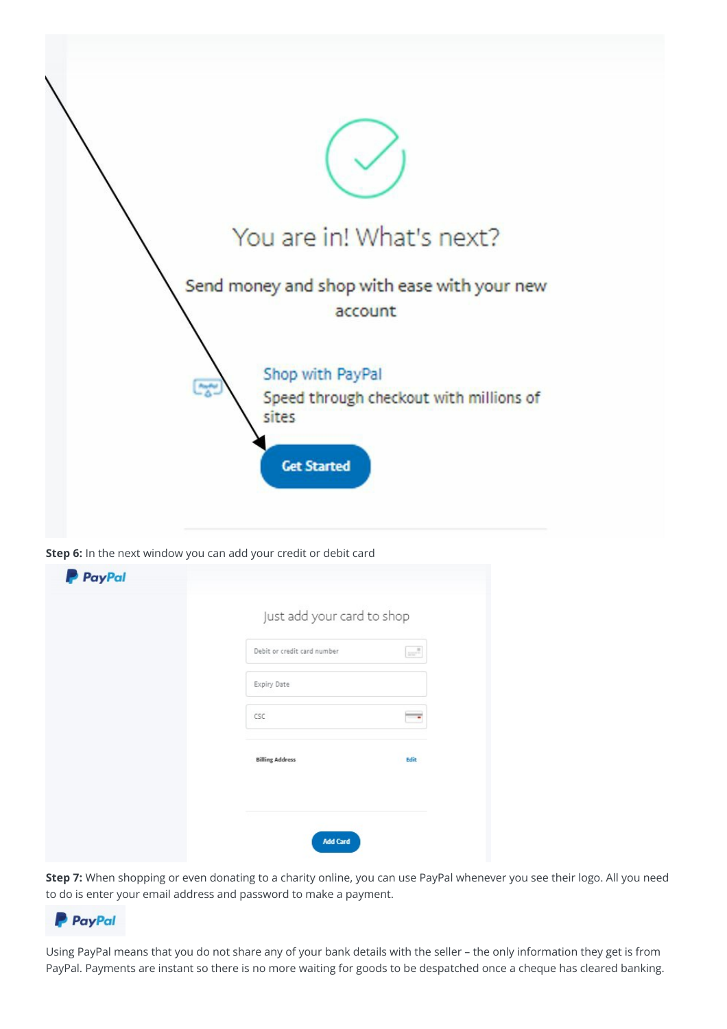**Step 6:** In the next window you can add your credit or debit card

**Step 7:** When shopping or even donating to a charity online, you can use PayPal whenever you see their logo. All you need to do is enter your email address and password to make a payment.

Using PayPal means that you do not share any of your bank details with the seller – the only information they get is from PayPal. Payments are instant so there is no more waiting for goods to be despatched once a cheque has cleared banking.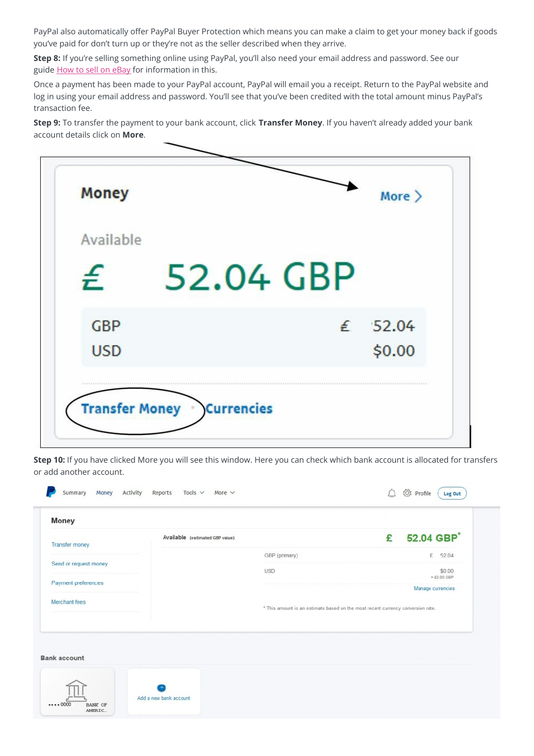PayPal also automatically offer PayPal Buyer Protection which means you can make a claim to get your money back if goods you've paid for don't turn up or they're not as the seller described when they arrive.

**Step 8:** If you're selling something online using PayPal, you'll also need your email address and password. See our guide How to sell on eBay for information in this.

Once a payment has been made to your PayPal account, PayPal will email you a receipt. Return to the PayPal website and log in using your email address and password. You'll see that you've been credited with the total amount minus PayPal's transaction fee.

**Step 9:** To transfer the payment to your bank account, click **Transfer Money**. If you haven't already added your bank account details click on **More**.

**Step 10:** If you have clicked More you will see this window. Here you can check which bank account is allocated for transfers or add another account.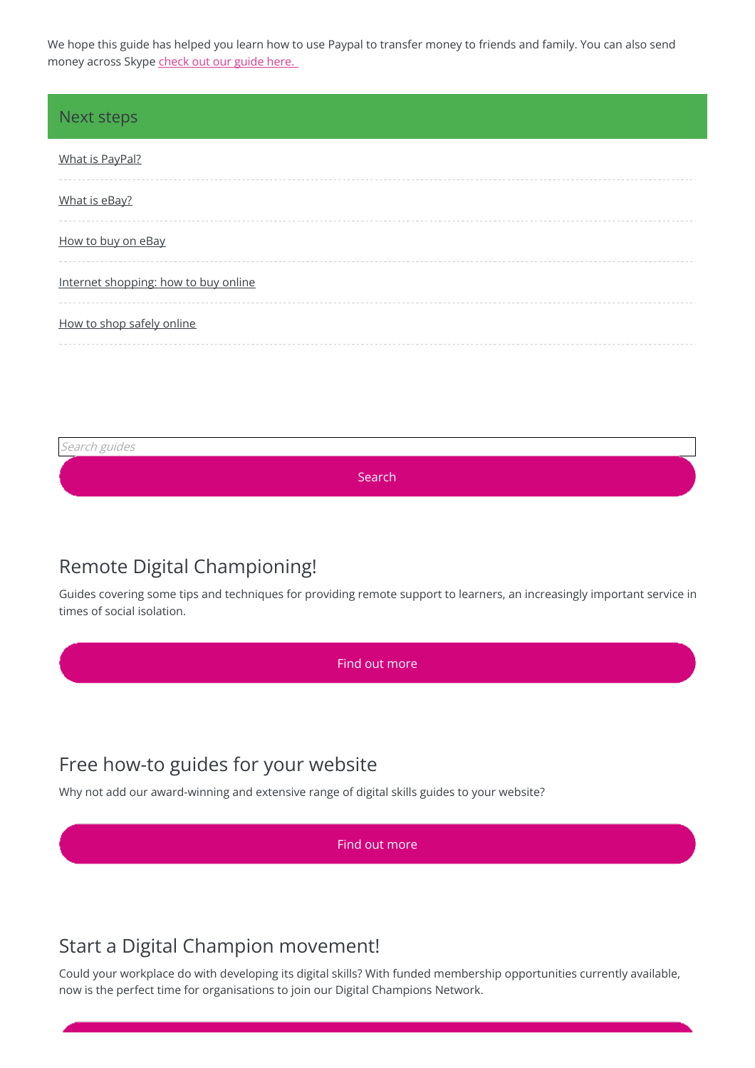We hope this guide has helped you learn how to use Paypal to transfer money to friends and family. You can also send money across Skype check out our guide here.

## Next steps

- What is PayPal?
- What is eBay?
- How to buy on eBay
- Internet shopping: how to buy online
- How to shop safely online

Search guides

Search

## Remote Digital Championing!

Guides covering some tips and techniques for providing remote support to learners, an increasingly important service in times of social isolation.

Find out more

## Free how-to guides for your website

Why not add our award-winning and extensive range of digital skills guides to your website?

Find out more

## Start a Digital Champion movement!

Could your workplace do with developing its digital skills? With funded membership opportunities currently available, now is the perfect time for organisations to join our Digital Champions Network.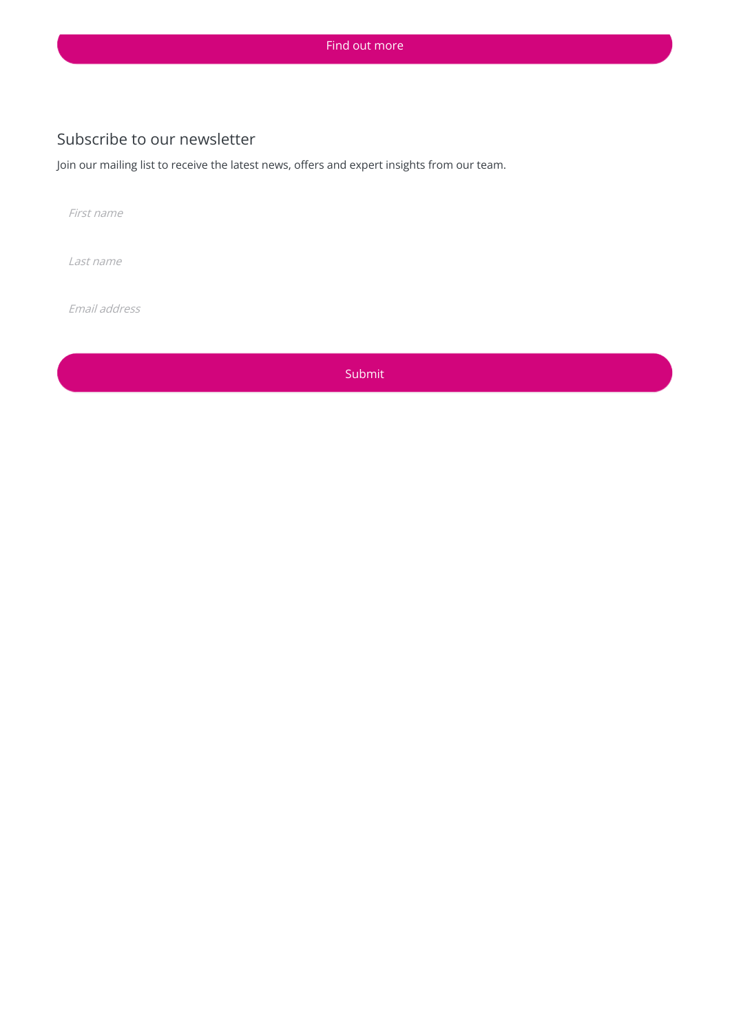Find out more

## Subscribe to our newsletter

Join our mailing list to receive the latest news, offers and expert insights from our team.

*First name*

*Last name*

*Email address*

Submit